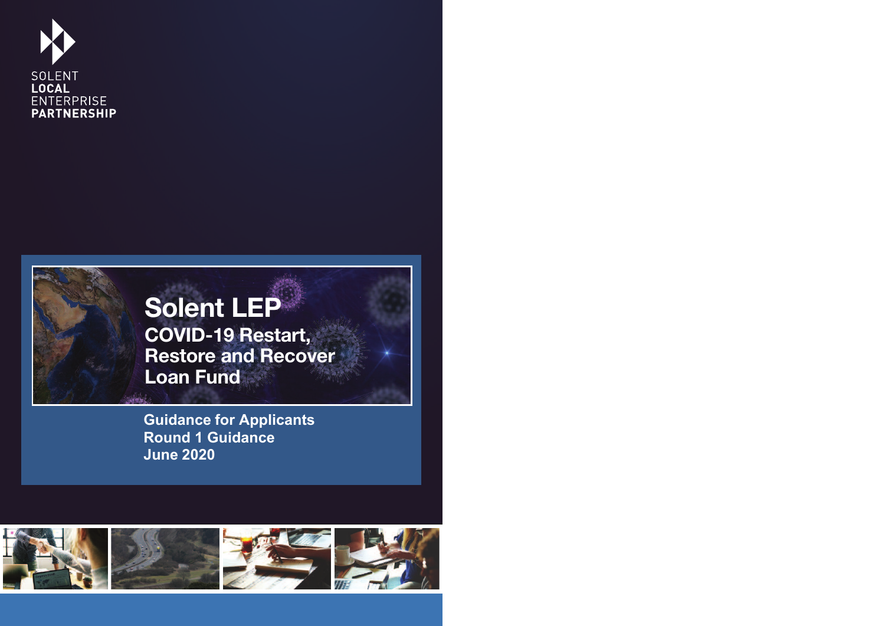SOLENT
**LOCAL**
ENTERPRISE
**PARTNERSHIP**

# Solent LEP

## COVID-19 Restart, Restore and Recover Loan Fund

**Guidance for Applicants**
**Round 1 Guidance**
**June 2020**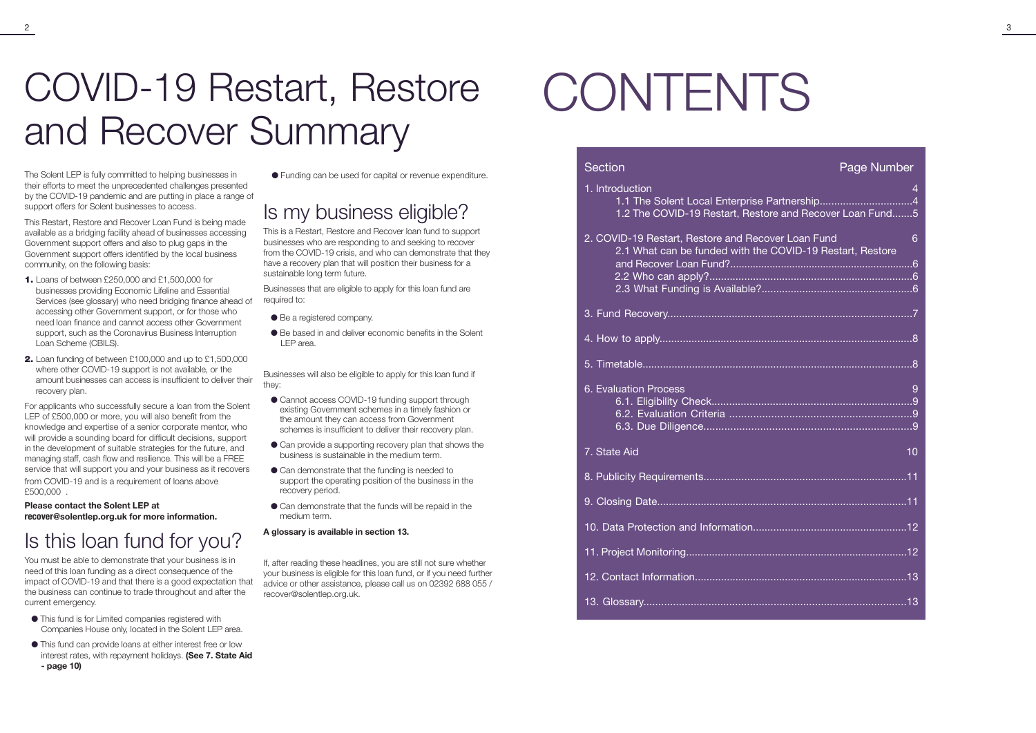# COVID-19 Restart, Restore and Recover Summary

The Solent LEP is fully committed to helping businesses in their efforts to meet the unprecedented challenges presented by the COVID-19 pandemic and are putting in place a range of support offers for Solent businesses to access.

This Restart, Restore and Recover Loan Fund is being made available as a bridging facility ahead of businesses accessing Government support offers and also to plug gaps in the Government support offers identified by the local business community, on the following basis:

1. Loans of between £250,000 and £1,500,000 for businesses providing Economic Lifeline and Essential Services (see glossary) who need bridging finance ahead of accessing other Government support, or for those who need loan finance and cannot access other Government support, such as the Coronavirus Business Interruption Loan Scheme (CBILS).
2. Loan funding of between £100,000 and up to £1,500,000 where other COVID-19 support is not available, or the amount businesses can access is insufficient to deliver their recovery plan.

For applicants who successfully secure a loan from the Solent LEP of £500,000 or more, you will also benefit from the knowledge and expertise of a senior corporate mentor, who will provide a sounding board for difficult decisions, support in the development of suitable strategies for the future, and managing staff, cash flow and resilience. This will be a FREE service that will support you and your business as it recovers from COVID-19 and is a requirement of loans above £500,000 .

**Please contact the Solent LEP at recover@solentlep.org.uk for more information.**

## Is this loan fund for you?

You must be able to demonstrate that your business is in need of this loan funding as a direct consequence of the impact of COVID-19 and that there is a good expectation that the business can continue to trade throughout and after the current emergency.

- This fund is for Limited companies registered with Companies House only, located in the Solent LEP area.
- This fund can provide loans at either interest free or low interest rates, with repayment holidays. **(See 7. State Aid - page 10)**
- Funding can be used for capital or revenue expenditure.

## Is my business eligible?

This is a Restart, Restore and Recover loan fund to support businesses who are responding to and seeking to recover from the COVID-19 crisis, and who can demonstrate that they have a recovery plan that will position their business for a sustainable long term future.

Businesses that are eligible to apply for this loan fund are required to:

- Be a registered company.
- Be based in and deliver economic benefits in the Solent LEP area.

Businesses will also be eligible to apply for this loan fund if they:

- Cannot access COVID-19 funding support through existing Government schemes in a timely fashion or the amount they can access from Government schemes is insufficient to deliver their recovery plan.
- Can provide a supporting recovery plan that shows the business is sustainable in the medium term.
- Can demonstrate that the funding is needed to support the operating position of the business in the recovery period.
- Can demonstrate that the funds will be repaid in the medium term.

**A glossary is available in section 13.**

If, after reading these headlines, you are still not sure whether your business is eligible for this loan fund, or if you need further advice or other assistance, please call us on 02392 688 055 / recover@solentlep.org.uk.

# CONTENTS

| Section | Page Number |
|---|---|
| 1. Introduction | 4 |
| 1.1 The Solent Local Enterprise Partnership | 4 |
| 1.2 The COVID-19 Restart, Restore and Recover Loan Fund | 5 |
| 2. COVID-19 Restart, Restore and Recover Loan Fund | 6 |
| 2.1 What can be funded with the COVID-19 Restart, Restore and Recover Loan Fund? | 6 |
| 2.2 Who can apply? | 6 |
| 2.3 What Funding is Available? | 6 |
| 3. Fund Recovery | 7 |
| 4. How to apply | 8 |
| 5. Timetable | 8 |
| 6. Evaluation Process | 9 |
| 6.1. Eligibility Check | 9 |
| 6.2. Evaluation Criteria | 9 |
| 6.3. Due Diligence | 9 |
| 7. State Aid | 10 |
| 8. Publicity Requirements | 11 |
| 9. Closing Date | 11 |
| 10. Data Protection and Information | 12 |
| 11. Project Monitoring | 12 |
| 12. Contact Information | 13 |
| 13. Glossary | 13 |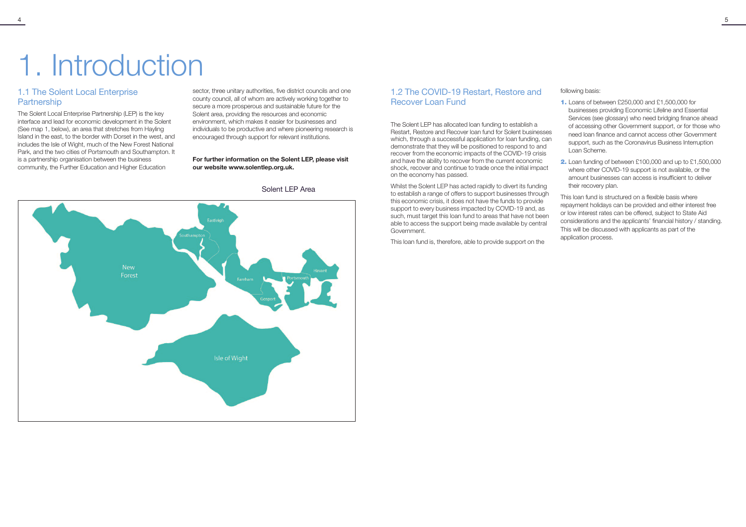# 1. Introduction

## 1.1 The Solent Local Enterprise Partnership

The Solent Local Enterprise Partnership (LEP) is the key interface and lead for economic development in the Solent (See map 1, below), an area that stretches from Hayling Island in the east, to the border with Dorset in the west, and includes the Isle of Wight, much of the New Forest National Park, and the two cities of Portsmouth and Southampton. It is a partnership organisation between the business community, the Further Education and Higher Education sector, three unitary authorities, five district councils and one county council, all of whom are actively working together to secure a more prosperous and sustainable future for the Solent area, providing the resources and economic environment, which makes it easier for businesses and individuals to be productive and where pioneering research is encouraged through support for relevant institutions.

**For further information on the Solent LEP, please visit our website www.solentlep.org.uk.**

Solent LEP Area

## 1.2 The COVID-19 Restart, Restore and Recover Loan Fund

The Solent LEP has allocated loan funding to establish a Restart, Restore and Recover loan fund for Solent businesses which, through a successful application for loan funding, can demonstrate that they will be positioned to respond to and recover from the economic impacts of the COVID-19 crisis and have the ability to recover from the current economic shock, recover and continue to trade once the initial impact on the economy has passed.

Whilst the Solent LEP has acted rapidly to divert its funding to establish a range of offers to support businesses through this economic crisis, it does not have the funds to provide support to every business impacted by COVID-19 and, as such, must target this loan fund to areas that have not been able to access the support being made available by central Government.

This loan fund is, therefore, able to provide support on the following basis:

1. Loans of between £250,000 and £1,500,000 for businesses providing Economic Lifeline and Essential Services (see glossary) who need bridging finance ahead of accessing other Government support, or for those who need loan finance and cannot access other Government support, such as the Coronavirus Business Interruption Loan Scheme.
2. Loan funding of between £100,000 and up to £1,500,000 where other COVID-19 support is not available, or the amount businesses can access is insufficient to deliver their recovery plan.

This loan fund is structured on a flexible basis where repayment holidays can be provided and either interest free or low interest rates can be offered, subject to State Aid considerations and the applicants' financial history / standing. This will be discussed with applicants as part of the application process.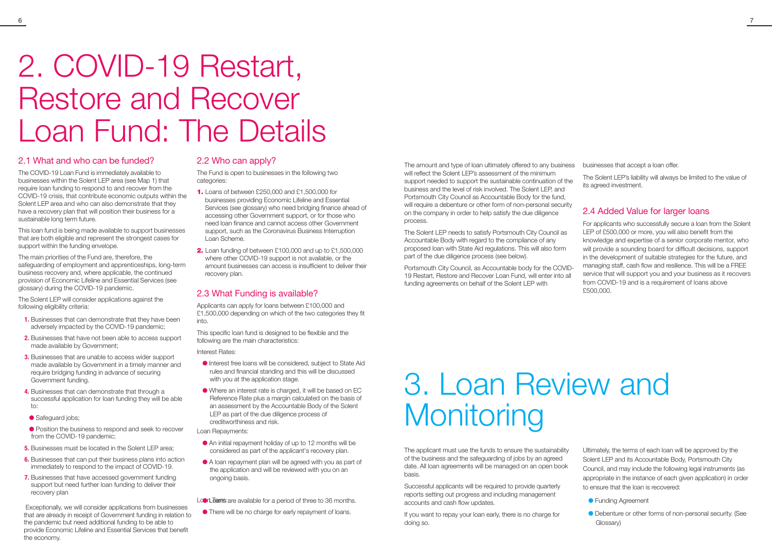# 2. COVID-19 Restart, Restore and Recover Loan Fund: The Details

## 2.1 What and who can be funded?

The COVID-19 Loan Fund is immediately available to businesses within the Solent LEP area (see Map 1) that require loan funding to respond to and recover from the COVID-19 crisis, that contribute economic outputs within the Solent LEP area and who can also demonstrate that they have a recovery plan that will position their business for a sustainable long term future.

This loan fund is being made available to support businesses that are both eligible and represent the strongest cases for support within the funding envelope.

The main priorities of the Fund are, therefore, the safeguarding of employment and apprenticeships, long-term business recovery and, where applicable, the continued provision of Economic Lifeline and Essential Services (see glossary) during the COVID-19 pandemic.

The Solent LEP will consider applications against the following eligibility criteria:

1. Businesses that can demonstrate that they have been adversely impacted by the COVID-19 pandemic;
2. Businesses that have not been able to access support made available by Government;
3. Businesses that are unable to access wider support made available by Government in a timely manner and require bridging funding in advance of securing Government funding.
4. Businesses that can demonstrate that through a successful application for loan funding they will be able to:
   - Safeguard jobs;
   - Position the business to respond and seek to recover from the COVID-19 pandemic;
5. Businesses must be located in the Solent LEP area;
6. Businesses that can put their business plans into action immediately to respond to the impact of COVID-19.
7. Businesses that have accessed government funding support but need further loan funding to deliver their recovery plan

Exceptionally, we will consider applications from businesses that are already in receipt of Government funding in relation to the pandemic but need additional funding to be able to provide Economic Lifeline and Essential Services that benefit the economy.

## 2.2 Who can apply?

The Fund is open to businesses in the following two categories:

1. Loans of between £250,000 and £1,500,000 for businesses providing Economic Lifeline and Essential Services (see glossary) who need bridging finance ahead of accessing other Government support, or for those who need loan finance and cannot access other Government support, such as the Coronavirus Business Interruption Loan Scheme.
2. Loan funding of between £100,000 and up to £1,500,000 where other COVID-19 support is not available, or the amount businesses can access is insufficient to deliver their recovery plan.

## 2.3 What Funding is available?

Applicants can apply for loans between £100,000 and £1,500,000 depending on which of the two categories they fit into.

This specific loan fund is designed to be flexible and the following are the main characteristics:

Interest Rates:

- Interest free loans will be considered, subject to State Aid rules and financial standing and this will be discussed with you at the application stage.
- Where an interest rate is charged, it will be based on EC Reference Rate plus a margin calculated on the basis of an assessment by the Accountable Body of the Solent LEP as part of the due diligence process of creditworthiness and risk.

Loan Repayments:

- An initial repayment holiday of up to 12 months will be considered as part of the applicant's recovery plan.
- A loan repayment plan will be agreed with you as part of the application and will be reviewed with you on an ongoing basis.

Loan Terms:

- Loans are available for a period of three to 36 months.
- There will be no charge for early repayment of loans.

The amount and type of loan ultimately offered to any business will reflect the Solent LEP's assessment of the minimum support needed to support the sustainable continuation of the business and the level of risk involved. The Solent LEP, and Portsmouth City Council as Accountable Body for the fund, will require a debenture or other form of non-personal security on the company in order to help satisfy the due diligence process.

The Solent LEP needs to satisfy Portsmouth City Council as Accountable Body with regard to the compliance of any proposed loan with State Aid regulations. This will also form part of the due diligence process (see below).

Portsmouth City Council, as Accountable body for the COVID-19 Restart, Restore and Recover Loan Fund, will enter into all funding agreements on behalf of the Solent LEP with businesses that accept a loan offer.

The Solent LEP's liability will always be limited to the value of its agreed investment.

## 2.4 Added Value for larger loans

For applicants who successfully secure a loan from the Solent LEP of £500,000 or more, you will also benefit from the knowledge and expertise of a senior corporate mentor, who will provide a sounding board for difficult decisions, support in the development of suitable strategies for the future, and managing staff, cash flow and resilience. This will be a FREE service that will support you and your business as it recovers from COVID-19 and is a requirement of loans above £500,000.

# 3. Loan Review and Monitoring

The applicant must use the funds to ensure the sustainability of the business and the safeguarding of jobs by an agreed date. All loan agreements will be managed on an open book basis.

Successful applicants will be required to provide quarterly reports setting out progress and including management accounts and cash flow updates.

If you want to repay your loan early, there is no charge for doing so.

Ultimately, the terms of each loan will be approved by the Solent LEP and its Accountable Body, Portsmouth City Council, and may include the following legal instruments (as appropriate in the instance of each given application) in order to ensure that the loan is recovered:

- Funding Agreement
- Debenture or other forms of non-personal security. (See Glossary)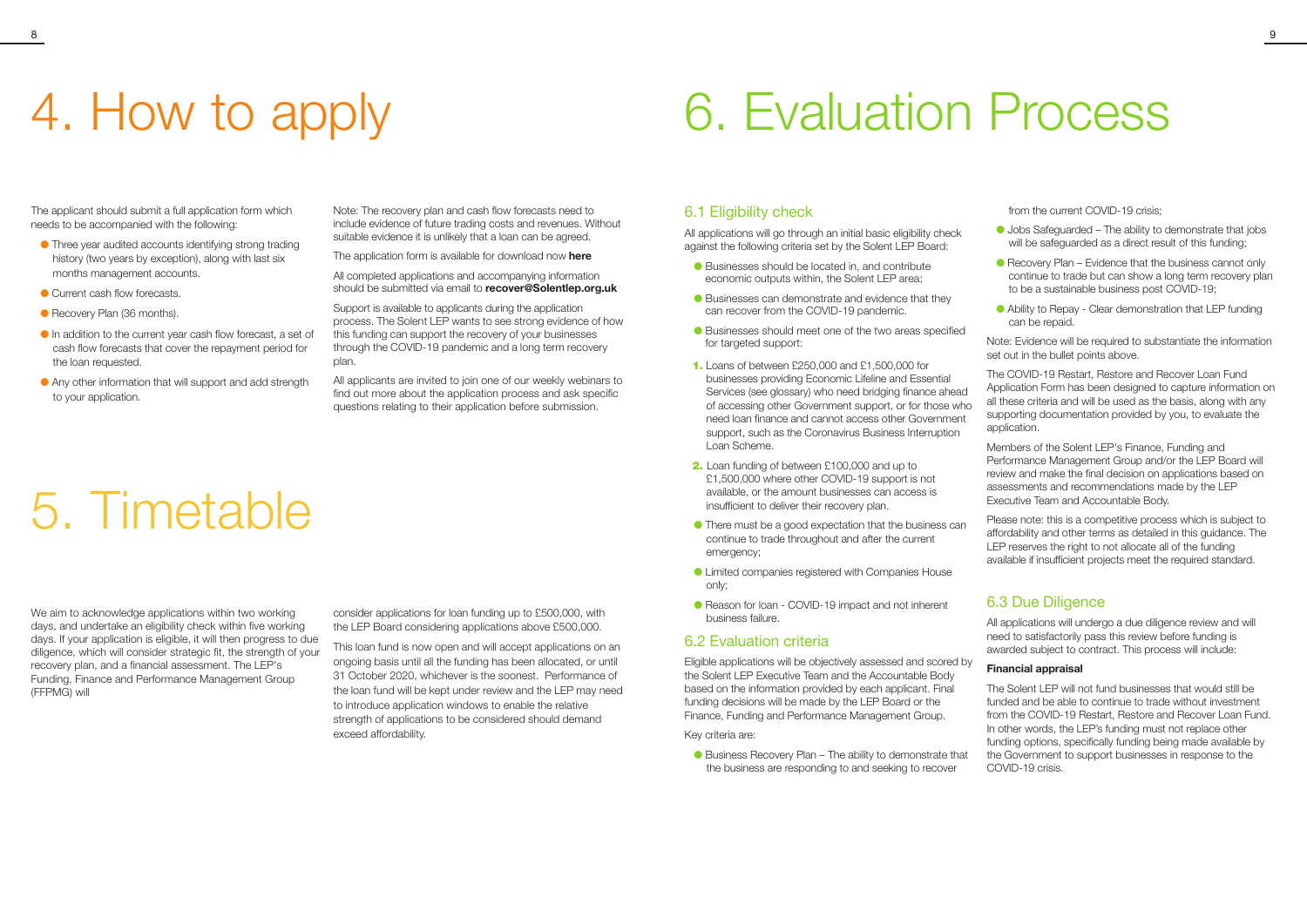# 4. How to apply

The applicant should submit a full application form which needs to be accompanied with the following:

- Three year audited accounts identifying strong trading history (two years by exception), along with last six months management accounts.
- Current cash flow forecasts.
- Recovery Plan (36 months).
- In addition to the current year cash flow forecast, a set of cash flow forecasts that cover the repayment period for the loan requested.
- Any other information that will support and add strength to your application.

Note: The recovery plan and cash flow forecasts need to include evidence of future trading costs and revenues. Without suitable evidence it is unlikely that a loan can be agreed.

The application form is available for download now **here**

All completed applications and accompanying information should be submitted via email to **recover@Solentlep.org.uk**

Support is available to applicants during the application process. The Solent LEP wants to see strong evidence of how this funding can support the recovery of your businesses through the COVID-19 pandemic and a long term recovery plan.

All applicants are invited to join one of our weekly webinars to find out more about the application process and ask specific questions relating to their application before submission.

# 5. Timetable

We aim to acknowledge applications within two working days, and undertake an eligibility check within five working days. If your application is eligible, it will then progress to due diligence, which will consider strategic fit, the strength of your recovery plan, and a financial assessment. The LEP's Funding, Finance and Performance Management Group (FFPMG) will consider applications for loan funding up to £500,000, with the LEP Board considering applications above £500,000.

This loan fund is now open and will accept applications on an ongoing basis until all the funding has been allocated, or until 31 October 2020, whichever is the soonest. Performance of the loan fund will be kept under review and the LEP may need to introduce application windows to enable the relative strength of applications to be considered should demand exceed affordability.

# 6. Evaluation Process

## 6.1 Eligibility check

All applications will go through an initial basic eligibility check against the following criteria set by the Solent LEP Board:

- Businesses should be located in, and contribute economic outputs within, the Solent LEP area;
- Businesses can demonstrate and evidence that they can recover from the COVID-19 pandemic.
- Businesses should meet one of the two areas specified for targeted support:

1. Loans of between £250,000 and £1,500,000 for businesses providing Economic Lifeline and Essential Services (see glossary) who need bridging finance ahead of accessing other Government support, or for those who need loan finance and cannot access other Government support, such as the Coronavirus Business Interruption Loan Scheme.
2. Loan funding of between £100,000 and up to £1,500,000 where other COVID-19 support is not available, or the amount businesses can access is insufficient to deliver their recovery plan.

- There must be a good expectation that the business can continue to trade throughout and after the current emergency;
- Limited companies registered with Companies House only;
- Reason for loan - COVID-19 impact and not inherent business failure.

## 6.2 Evaluation criteria

Eligible applications will be objectively assessed and scored by the Solent LEP Executive Team and the Accountable Body based on the information provided by each applicant. Final funding decisions will be made by the LEP Board or the Finance, Funding and Performance Management Group.

Key criteria are:

- Business Recovery Plan – The ability to demonstrate that the business are responding to and seeking to recover from the current COVID-19 crisis;
- Jobs Safeguarded – The ability to demonstrate that jobs will be safeguarded as a direct result of this funding;
- Recovery Plan – Evidence that the business cannot only continue to trade but can show a long term recovery plan to be a sustainable business post COVID-19;
- Ability to Repay - Clear demonstration that LEP funding can be repaid.

Note: Evidence will be required to substantiate the information set out in the bullet points above.

The COVID-19 Restart, Restore and Recover Loan Fund Application Form has been designed to capture information on all these criteria and will be used as the basis, along with any supporting documentation provided by you, to evaluate the application.

Members of the Solent LEP's Finance, Funding and Performance Management Group and/or the LEP Board will review and make the final decision on applications based on assessments and recommendations made by the LEP Executive Team and Accountable Body.

Please note: this is a competitive process which is subject to affordability and other terms as detailed in this guidance. The LEP reserves the right to not allocate all of the funding available if insufficient projects meet the required standard.

## 6.3 Due Diligence

All applications will undergo a due diligence review and will need to satisfactorily pass this review before funding is awarded subject to contract. This process will include:

**Financial appraisal**

The Solent LEP will not fund businesses that would still be funded and be able to continue to trade without investment from the COVID-19 Restart, Restore and Recover Loan Fund. In other words, the LEP's funding must not replace other funding options, specifically funding being made available by the Government to support businesses in response to the COVID-19 crisis.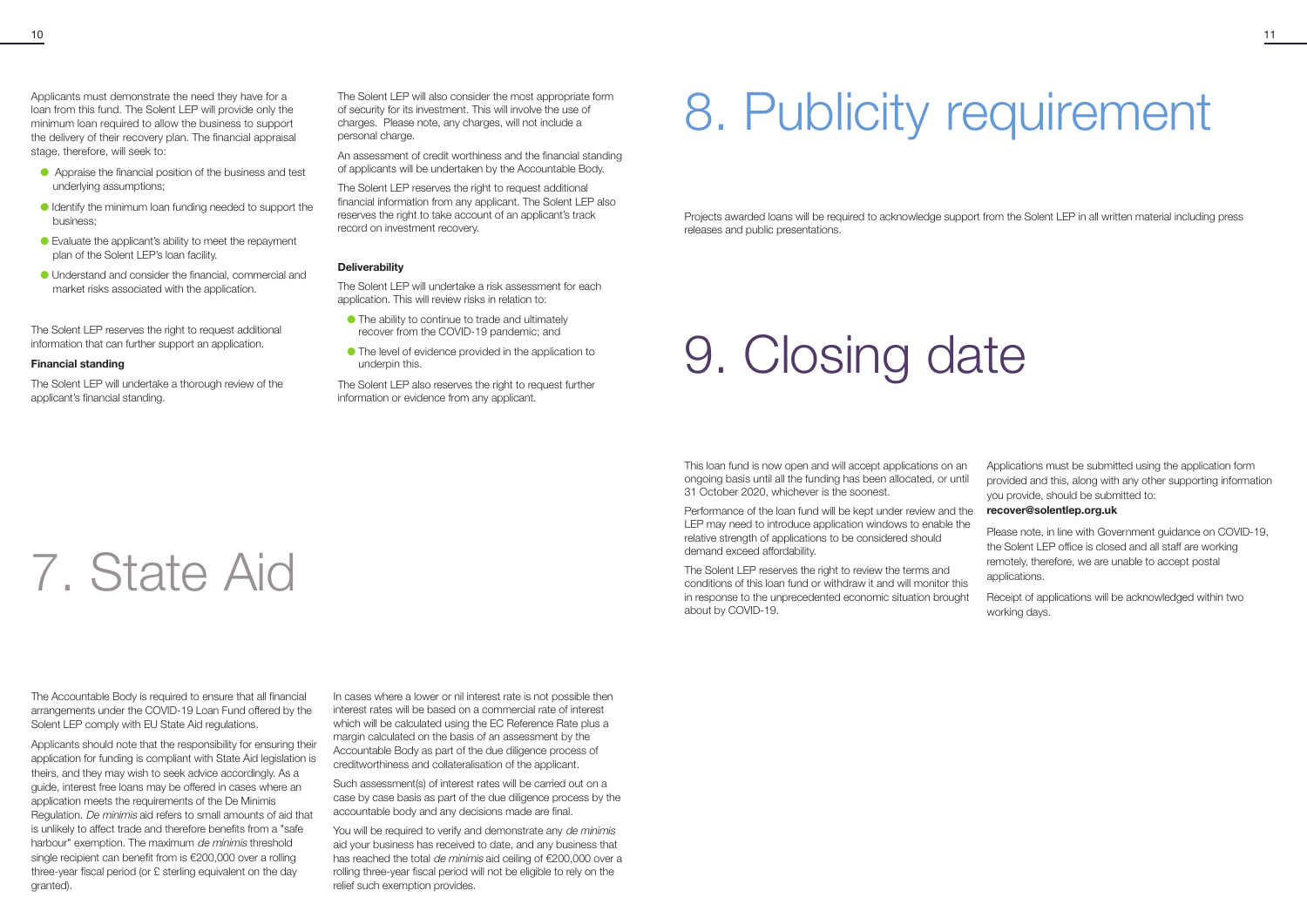Applicants must demonstrate the need they have for a loan from this fund. The Solent LEP will provide only the minimum loan required to allow the business to support the delivery of their recovery plan. The financial appraisal stage, therefore, will seek to:

- Appraise the financial position of the business and test underlying assumptions;
- Identify the minimum loan funding needed to support the business;
- Evaluate the applicant's ability to meet the repayment plan of the Solent LEP's loan facility.
- Understand and consider the financial, commercial and market risks associated with the application.

The Solent LEP reserves the right to request additional information that can further support an application.

**Financial standing**

The Solent LEP will undertake a thorough review of the applicant's financial standing.

The Solent LEP will also consider the most appropriate form of security for its investment. This will involve the use of charges. Please note, any charges, will not include a personal charge.

An assessment of credit worthiness and the financial standing of applicants will be undertaken by the Accountable Body.

The Solent LEP reserves the right to request additional financial information from any applicant. The Solent LEP also reserves the right to take account of an applicant's track record on investment recovery.

**Deliverability**

The Solent LEP will undertake a risk assessment for each application. This will review risks in relation to:

- The ability to continue to trade and ultimately recover from the COVID-19 pandemic; and
- The level of evidence provided in the application to underpin this.

The Solent LEP also reserves the right to request further information or evidence from any applicant.

# 7. State Aid

The Accountable Body is required to ensure that all financial arrangements under the COVID-19 Loan Fund offered by the Solent LEP comply with EU State Aid regulations.

Applicants should note that the responsibility for ensuring their application for funding is compliant with State Aid legislation is theirs, and they may wish to seek advice accordingly. As a guide, interest free loans may be offered in cases where an application meets the requirements of the De Minimis Regulation. *De minimis* aid refers to small amounts of aid that is unlikely to affect trade and therefore benefits from a "safe harbour" exemption. The maximum *de minimis* threshold single recipient can benefit from is €200,000 over a rolling three-year fiscal period (or £ sterling equivalent on the day granted).

In cases where a lower or nil interest rate is not possible then interest rates will be based on a commercial rate of interest which will be calculated using the EC Reference Rate plus a margin calculated on the basis of an assessment by the Accountable Body as part of the due diligence process of creditworthiness and collateralisation of the applicant.

Such assessment(s) of interest rates will be carried out on a case by case basis as part of the due diligence process by the accountable body and any decisions made are final.

You will be required to verify and demonstrate any *de minimis* aid your business has received to date, and any business that has reached the total *de minimis* aid ceiling of €200,000 over a rolling three-year fiscal period will not be eligible to rely on the relief such exemption provides.

# 8. Publicity requirement

Projects awarded loans will be required to acknowledge support from the Solent LEP in all written material including press releases and public presentations.

# 9. Closing date

This loan fund is now open and will accept applications on an ongoing basis until all the funding has been allocated, or until 31 October 2020, whichever is the soonest.

Performance of the loan fund will be kept under review and the LEP may need to introduce application windows to enable the relative strength of applications to be considered should demand exceed affordability.

The Solent LEP reserves the right to review the terms and conditions of this loan fund or withdraw it and will monitor this in response to the unprecedented economic situation brought about by COVID-19.

Applications must be submitted using the application form provided and this, along with any other supporting information you provide, should be submitted to:
**recover@solentlep.org.uk**

Please note, in line with Government guidance on COVID-19, the Solent LEP office is closed and all staff are working remotely, therefore, we are unable to accept postal applications.

Receipt of applications will be acknowledged within two working days.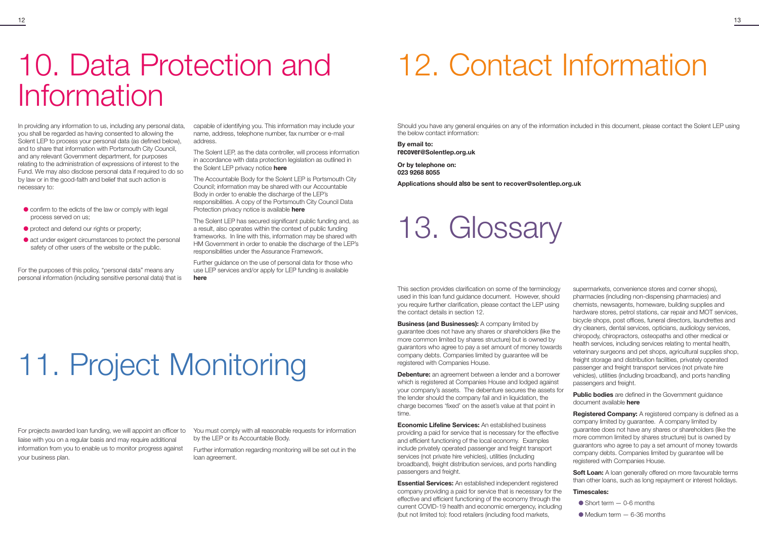# 10. Data Protection and Information

In providing any information to us, including any personal data, you shall be regarded as having consented to allowing the Solent LEP to process your personal data (as defined below), and to share that information with Portsmouth City Council, and any relevant Government department, for purposes relating to the administration of expressions of interest to the Fund. We may also disclose personal data if required to do so by law or in the good-faith and belief that such action is necessary to:

- confirm to the edicts of the law or comply with legal process served on us;
- protect and defend our rights or property;
- act under exigent circumstances to protect the personal safety of other users of the website or the public.

For the purposes of this policy, "personal data" means any personal information (including sensitive personal data) that is capable of identifying you. This information may include your name, address, telephone number, fax number or e-mail address.

The Solent LEP, as the data controller, will process information in accordance with data protection legislation as outlined in the Solent LEP privacy notice **here**

The Accountable Body for the Solent LEP is Portsmouth City Council; information may be shared with our Accountable Body in order to enable the discharge of the LEP's responsibilities. A copy of the Portsmouth City Council Data Protection privacy notice is available **here**

The Solent LEP has secured significant public funding and, as a result, also operates within the context of public funding frameworks. In line with this, information may be shared with HM Government in order to enable the discharge of the LEP's responsibilities under the Assurance Framework.

Further guidance on the use of personal data for those who use LEP services and/or apply for LEP funding is available **here**

# 11. Project Monitoring

For projects awarded loan funding, we will appoint an officer to liaise with you on a regular basis and may require additional information from you to enable us to monitor progress against your business plan.

You must comply with all reasonable requests for information by the LEP or its Accountable Body.

Further information regarding monitoring will be set out in the loan agreement.

# 12. Contact Information

Should you have any general enquiries on any of the information included in this document, please contact the Solent LEP using the below contact information:

**By email to:**
**recover@Solentlep.org.uk**

**Or by telephone on:**
**023 9268 8055**

**Applications should also be sent to recover@solentlep.org.uk**

# 13. Glossary

This section provides clarification on some of the terminology used in this loan fund guidance document. However, should you require further clarification, please contact the LEP using the contact details in section 12.

**Business (and Businesses):** A company limited by guarantee does not have any shares or shareholders (like the more common limited by shares structure) but is owned by guarantors who agree to pay a set amount of money towards company debts. Companies limited by guarantee will be registered with Companies House.

**Debenture:** an agreement between a lender and a borrower which is registered at Companies House and lodged against your company's assets. The debenture secures the assets for the lender should the company fail and in liquidation, the charge becomes 'fixed' on the asset's value at that point in time.

**Economic Lifeline Services:** An established business providing a paid for service that is necessary for the effective and efficient functioning of the local economy. Examples include privately operated passenger and freight transport services (not private hire vehicles), utilities (including broadband), freight distribution services, and ports handling passengers and freight.

**Essential Services:** An established independent registered company providing a paid for service that is necessary for the effective and efficient functioning of the economy through the current COVID-19 health and economic emergency, including (but not limited to): food retailers (including food markets, supermarkets, convenience stores and corner shops), pharmacies (including non-dispensing pharmacies) and chemists, newsagents, homeware, building supplies and hardware stores, petrol stations, car repair and MOT services, bicycle shops, post offices, funeral directors, laundrettes and dry cleaners, dental services, opticians, audiology services, chiropody, chiropractors, osteopaths and other medical or health services, including services relating to mental health, veterinary surgeons and pet shops, agricultural supplies shop, freight storage and distribution facilities, privately operated passenger and freight transport services (not private hire vehicles), utilities (including broadband), and ports handling passengers and freight.

**Public bodies** are defined in the Government guidance document available **here**

**Registered Company:** A registered company is defined as a company limited by guarantee. A company limited by guarantee does not have any shares or shareholders (like the more common limited by shares structure) but is owned by guarantors who agree to pay a set amount of money towards company debts. Companies limited by guarantee will be registered with Companies House.

**Soft Loan:** A loan generally offered on more favourable terms than other loans, such as long repayment or interest holidays.

**Timescales:**

- Short term — 0-6 months
- Medium term — 6-36 months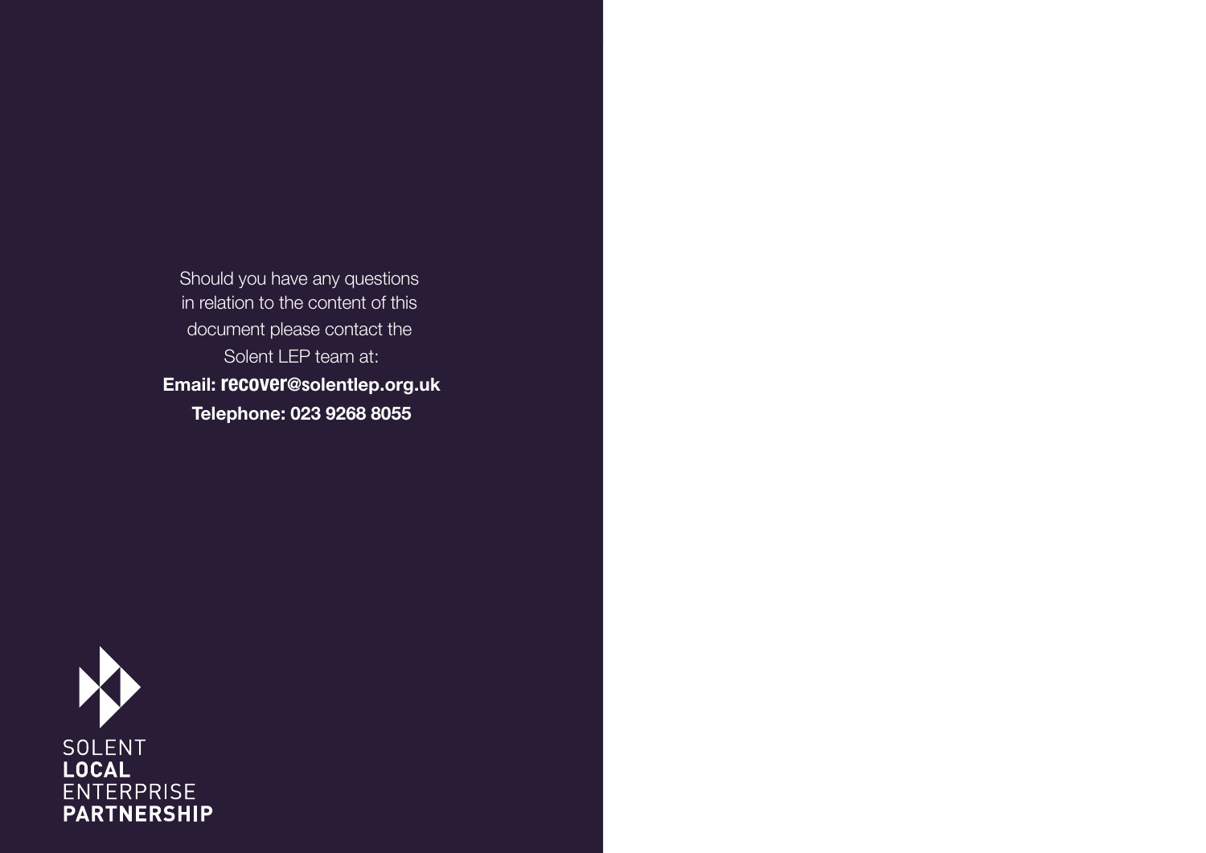Should you have any questions in relation to the content of this document please contact the Solent LEP team at:

**Email: recover@solentlep.org.uk**

**Telephone: 023 9268 8055**

SOLENT
**LOCAL**
ENTERPRISE
**PARTNERSHIP**